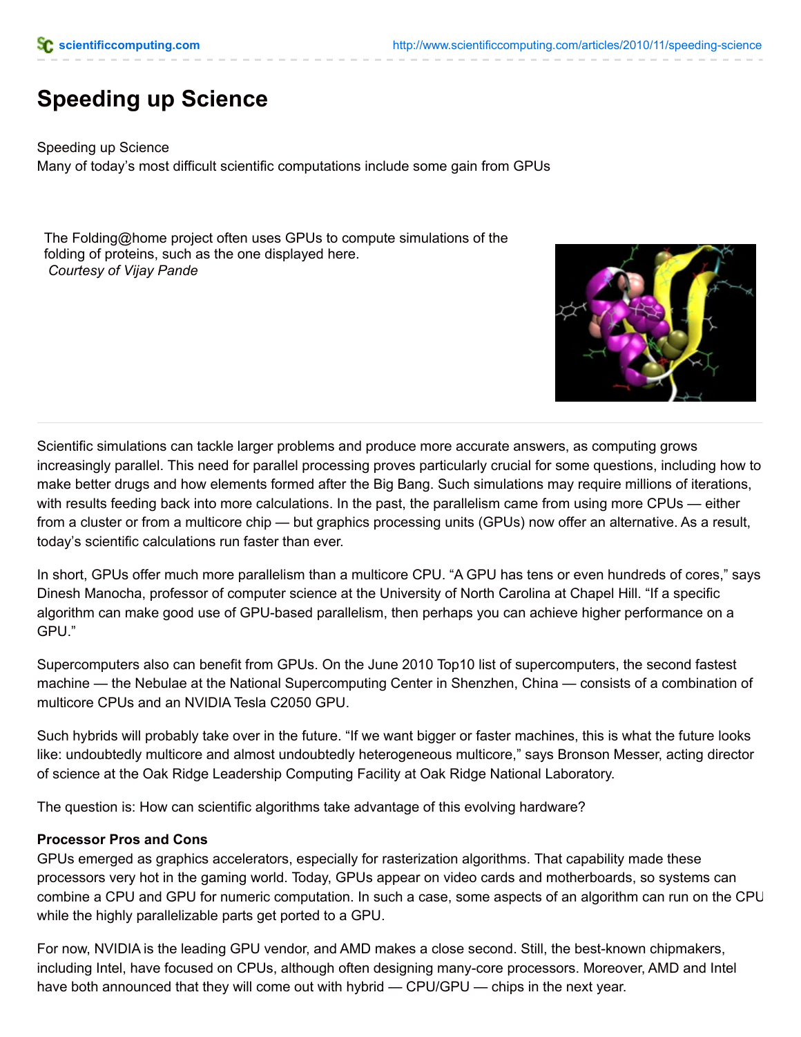# Speeding up Science

Speeding up Science
Many of today's most difficult scientific computations include some gain from GPUs

The Folding@home project often uses GPUs to compute simulations of the folding of proteins, such as the one displayed here.
*Courtesy of Vijay Pande*

Scientific simulations can tackle larger problems and produce more accurate answers, as computing grows increasingly parallel. This need for parallel processing proves particularly crucial for some questions, including how to make better drugs and how elements formed after the Big Bang. Such simulations may require millions of iterations, with results feeding back into more calculations. In the past, the parallelism came from using more CPUs — either from a cluster or from a multicore chip — but graphics processing units (GPUs) now offer an alternative. As a result, today's scientific calculations run faster than ever.

In short, GPUs offer much more parallelism than a multicore CPU. "A GPU has tens or even hundreds of cores," says Dinesh Manocha, professor of computer science at the University of North Carolina at Chapel Hill. "If a specific algorithm can make good use of GPU-based parallelism, then perhaps you can achieve higher performance on a GPU."

Supercomputers also can benefit from GPUs. On the June 2010 Top10 list of supercomputers, the second fastest machine — the Nebulae at the National Supercomputing Center in Shenzhen, China — consists of a combination of multicore CPUs and an NVIDIA Tesla C2050 GPU.

Such hybrids will probably take over in the future. "If we want bigger or faster machines, this is what the future looks like: undoubtedly multicore and almost undoubtedly heterogeneous multicore," says Bronson Messer, acting director of science at the Oak Ridge Leadership Computing Facility at Oak Ridge National Laboratory.

The question is: How can scientific algorithms take advantage of this evolving hardware?

**Processor Pros and Cons**

GPUs emerged as graphics accelerators, especially for rasterization algorithms. That capability made these processors very hot in the gaming world. Today, GPUs appear on video cards and motherboards, so systems can combine a CPU and GPU for numeric computation. In such a case, some aspects of an algorithm can run on the CPU while the highly parallelizable parts get ported to a GPU.

For now, NVIDIA is the leading GPU vendor, and AMD makes a close second. Still, the best-known chipmakers, including Intel, have focused on CPUs, although often designing many-core processors. Moreover, AMD and Intel have both announced that they will come out with hybrid — CPU/GPU — chips in the next year.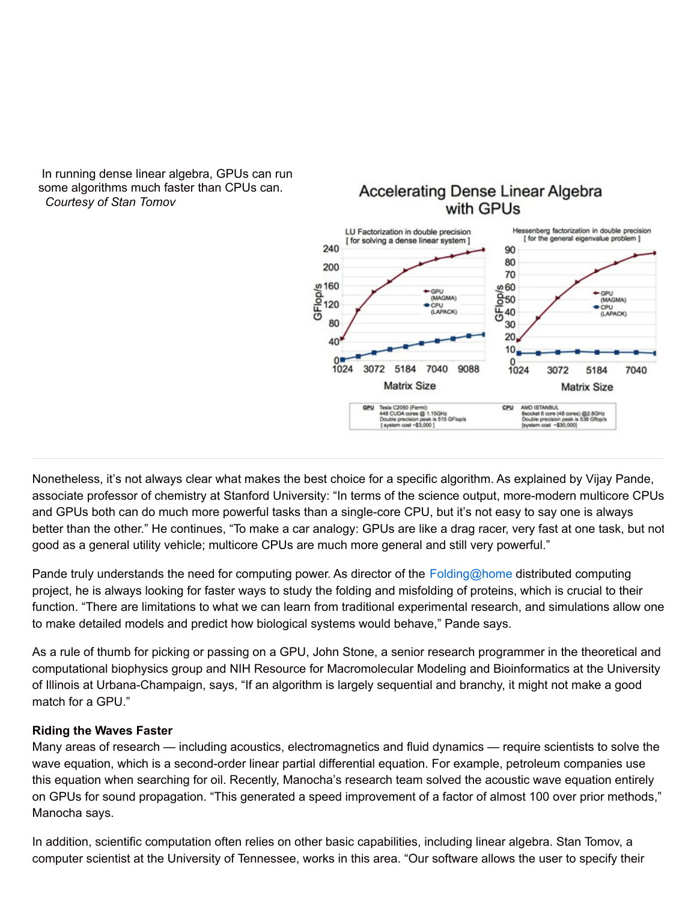In running dense linear algebra, GPUs can run some algorithms much faster than CPUs can.
*Courtesy of Stan Tomov*

Nonetheless, it's not always clear what makes the best choice for a specific algorithm. As explained by Vijay Pande, associate professor of chemistry at Stanford University: "In terms of the science output, more-modern multicore CPUs and GPUs both can do much more powerful tasks than a single-core CPU, but it's not easy to say one is always better than the other." He continues, "To make a car analogy: GPUs are like a drag racer, very fast at one task, but not good as a general utility vehicle; multicore CPUs are much more general and still very powerful."

Pande truly understands the need for computing power. As director of the Folding@home distributed computing project, he is always looking for faster ways to study the folding and misfolding of proteins, which is crucial to their function. "There are limitations to what we can learn from traditional experimental research, and simulations allow one to make detailed models and predict how biological systems would behave," Pande says.

As a rule of thumb for picking or passing on a GPU, John Stone, a senior research programmer in the theoretical and computational biophysics group and NIH Resource for Macromolecular Modeling and Bioinformatics at the University of Illinois at Urbana-Champaign, says, "If an algorithm is largely sequential and branchy, it might not make a good match for a GPU."

**Riding the Waves Faster**

Many areas of research — including acoustics, electromagnetics and fluid dynamics — require scientists to solve the wave equation, which is a second-order linear partial differential equation. For example, petroleum companies use this equation when searching for oil. Recently, Manocha's research team solved the acoustic wave equation entirely on GPUs for sound propagation. "This generated a speed improvement of a factor of almost 100 over prior methods," Manocha says.

In addition, scientific computation often relies on other basic capabilities, including linear algebra. Stan Tomov, a computer scientist at the University of Tennessee, works in this area. "Our software allows the user to specify their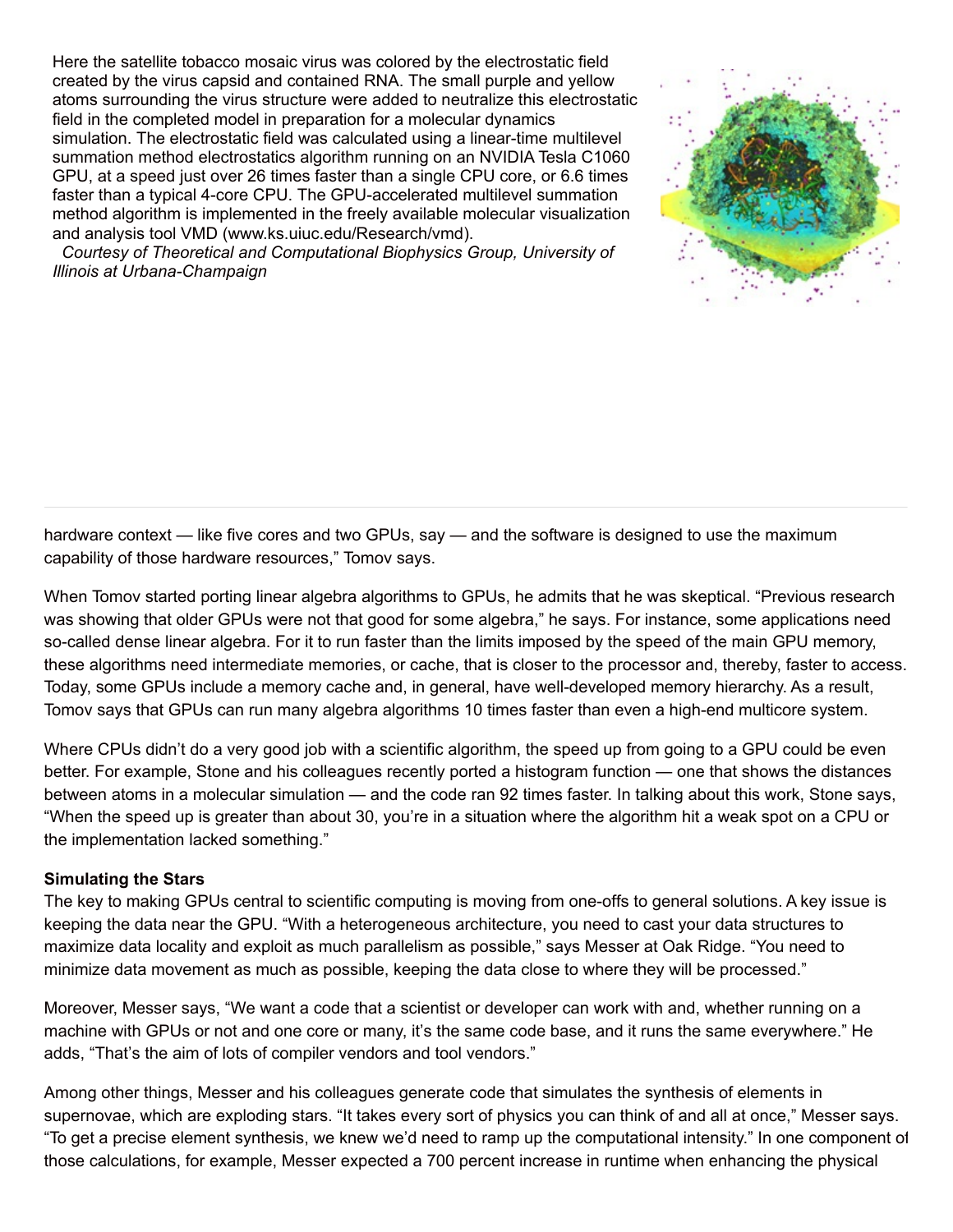Here the satellite tobacco mosaic virus was colored by the electrostatic field created by the virus capsid and contained RNA. The small purple and yellow atoms surrounding the virus structure were added to neutralize this electrostatic field in the completed model in preparation for a molecular dynamics simulation. The electrostatic field was calculated using a linear-time multilevel summation method electrostatics algorithm running on an NVIDIA Tesla C1060 GPU, at a speed just over 26 times faster than a single CPU core, or 6.6 times faster than a typical 4-core CPU. The GPU-accelerated multilevel summation method algorithm is implemented in the freely available molecular visualization and analysis tool VMD (www.ks.uiuc.edu/Research/vmd).

*Courtesy of Theoretical and Computational Biophysics Group, University of Illinois at Urbana-Champaign*

hardware context — like five cores and two GPUs, say — and the software is designed to use the maximum capability of those hardware resources," Tomov says.

When Tomov started porting linear algebra algorithms to GPUs, he admits that he was skeptical. "Previous research was showing that older GPUs were not that good for some algebra," he says. For instance, some applications need so-called dense linear algebra. For it to run faster than the limits imposed by the speed of the main GPU memory, these algorithms need intermediate memories, or cache, that is closer to the processor and, thereby, faster to access. Today, some GPUs include a memory cache and, in general, have well-developed memory hierarchy. As a result, Tomov says that GPUs can run many algebra algorithms 10 times faster than even a high-end multicore system.

Where CPUs didn't do a very good job with a scientific algorithm, the speed up from going to a GPU could be even better. For example, Stone and his colleagues recently ported a histogram function — one that shows the distances between atoms in a molecular simulation — and the code ran 92 times faster. In talking about this work, Stone says, "When the speed up is greater than about 30, you're in a situation where the algorithm hit a weak spot on a CPU or the implementation lacked something."

**Simulating the Stars**

The key to making GPUs central to scientific computing is moving from one-offs to general solutions. A key issue is keeping the data near the GPU. "With a heterogeneous architecture, you need to cast your data structures to maximize data locality and exploit as much parallelism as possible," says Messer at Oak Ridge. "You need to minimize data movement as much as possible, keeping the data close to where they will be processed."

Moreover, Messer says, "We want a code that a scientist or developer can work with and, whether running on a machine with GPUs or not and one core or many, it's the same code base, and it runs the same everywhere." He adds, "That's the aim of lots of compiler vendors and tool vendors."

Among other things, Messer and his colleagues generate code that simulates the synthesis of elements in supernovae, which are exploding stars. "It takes every sort of physics you can think of and all at once," Messer says. "To get a precise element synthesis, we knew we'd need to ramp up the computational intensity." In one component of those calculations, for example, Messer expected a 700 percent increase in runtime when enhancing the physical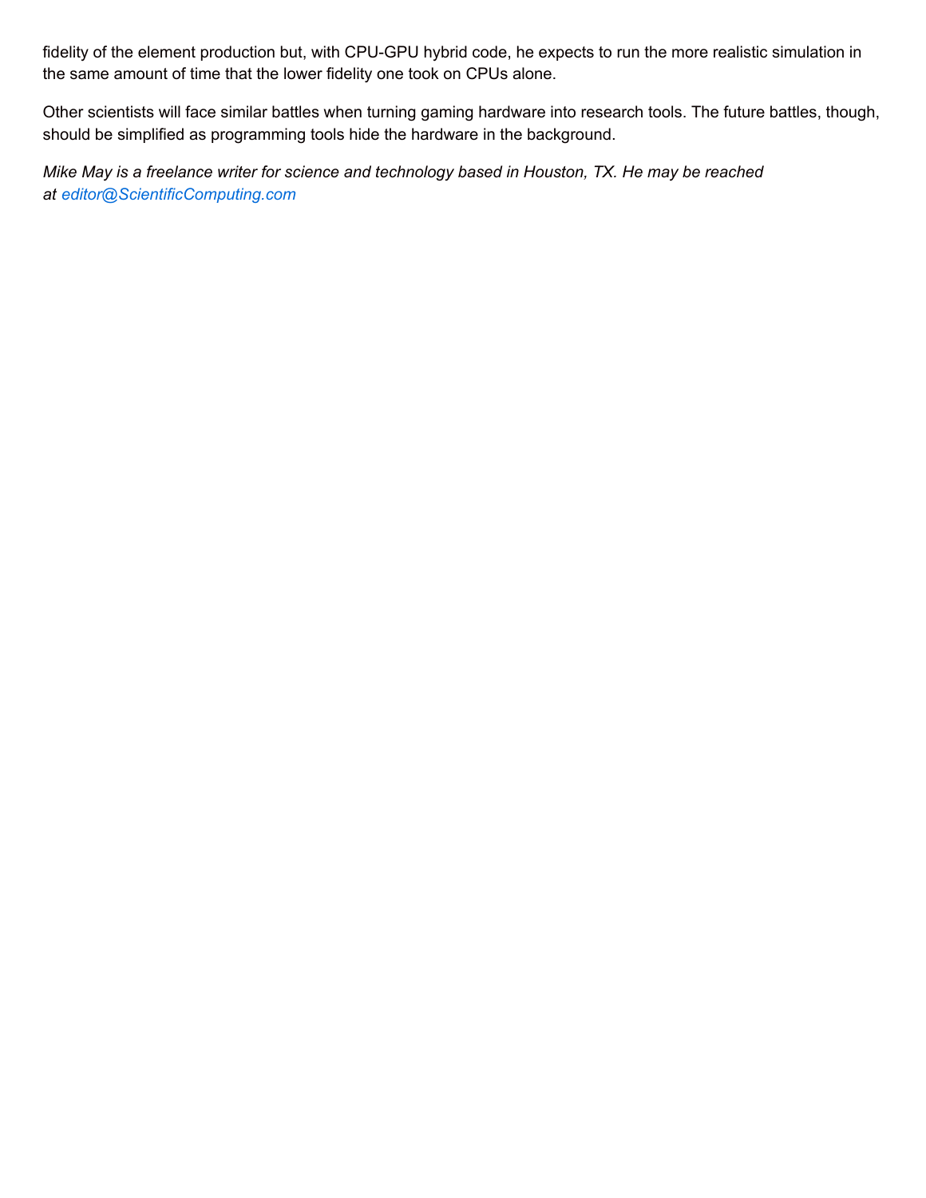fidelity of the element production but, with CPU-GPU hybrid code, he expects to run the more realistic simulation in the same amount of time that the lower fidelity one took on CPUs alone.

Other scientists will face similar battles when turning gaming hardware into research tools. The future battles, though, should be simplified as programming tools hide the hardware in the background.

*Mike May is a freelance writer for science and technology based in Houston, TX. He may be reached at editor@ScientificComputing.com*